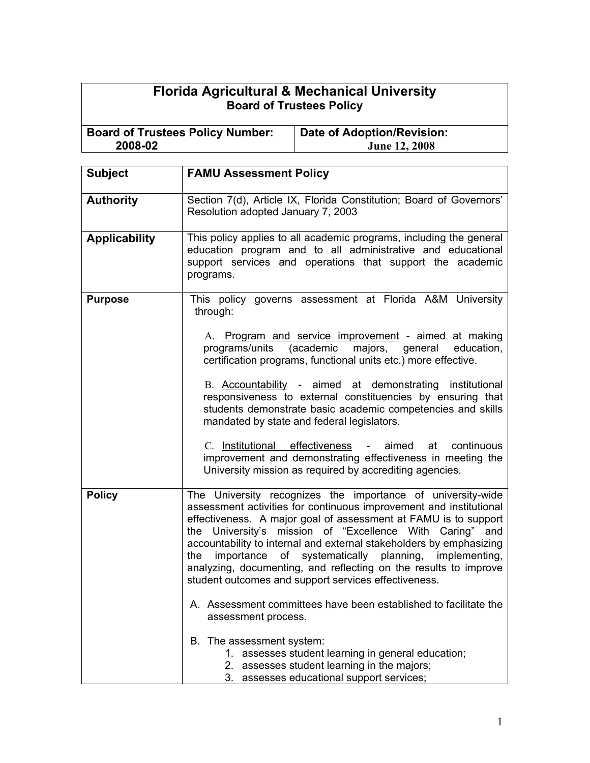# Florida Agricultural & Mechanical University
## Board of Trustees Policy

| Board of Trustees Policy Number: 2008-02 | Date of Adoption/Revision: June 12, 2008 |
|---|---|

| | |
|---|---|
| **Subject** | **FAMU Assessment Policy** |
| **Authority** | Section 7(d), Article IX, Florida Constitution; Board of Governors' Resolution adopted January 7, 2003 |
| **Applicability** | This policy applies to all academic programs, including the general education program and to all administrative and educational support services and operations that support the academic programs. |
| **Purpose** | This policy governs assessment at Florida A&M University through:<br><br>A. Program and service improvement - aimed at making programs/units (academic majors, general education, certification programs, functional units etc.) more effective.<br><br>B. Accountability - aimed at demonstrating institutional responsiveness to external constituencies by ensuring that students demonstrate basic academic competencies and skills mandated by state and federal legislators.<br><br>C. Institutional effectiveness - aimed at continuous improvement and demonstrating effectiveness in meeting the University mission as required by accrediting agencies. |
| **Policy** | The University recognizes the importance of university-wide assessment activities for continuous improvement and institutional effectiveness. A major goal of assessment at FAMU is to support the University's mission of "Excellence With Caring" and accountability to internal and external stakeholders by emphasizing the importance of systematically planning, implementing, analyzing, documenting, and reflecting on the results to improve student outcomes and support services effectiveness.<br><br>A. Assessment committees have been established to facilitate the assessment process.<br><br>B. The assessment system:<br>1. assesses student learning in general education;<br>2. assesses student learning in the majors;<br>3. assesses educational support services; |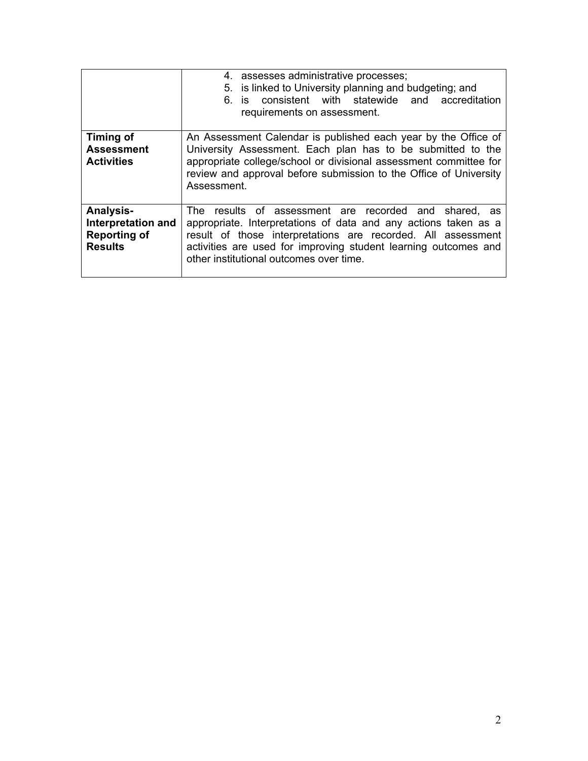| | |
|---|---|
| | 4. assesses administrative processes;<br>5. is linked to University planning and budgeting; and<br>6. is consistent with statewide and accreditation requirements on assessment. |
| **Timing of Assessment Activities** | An Assessment Calendar is published each year by the Office of University Assessment. Each plan has to be submitted to the appropriate college/school or divisional assessment committee for review and approval before submission to the Office of University Assessment. |
| **Analysis-Interpretation and Reporting of Results** | The results of assessment are recorded and shared, as appropriate. Interpretations of data and any actions taken as a result of those interpretations are recorded. All assessment activities are used for improving student learning outcomes and other institutional outcomes over time. |